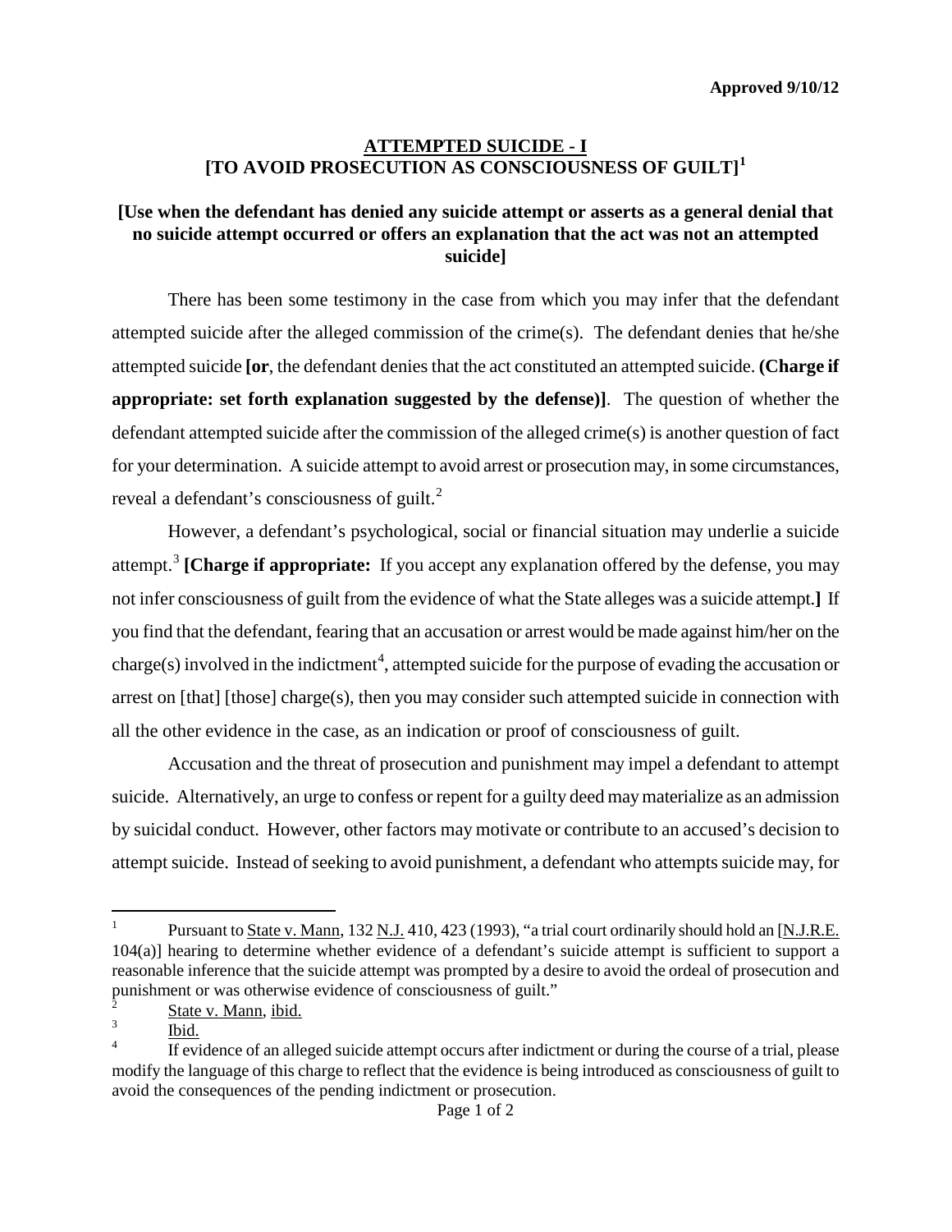**Approved 9/10/12**

# ATTEMPTED SUICIDE - I
## [TO AVOID PROSECUTION AS CONSCIOUSNESS OF GUILT][1]

**[Use when the defendant has denied any suicide attempt or asserts as a general denial that no suicide attempt occurred or offers an explanation that the act was not an attempted suicide]**

There has been some testimony in the case from which you may infer that the defendant attempted suicide after the alleged commission of the crime(s). The defendant denies that he/she attempted suicide **[or**, the defendant denies that the act constituted an attempted suicide. **(Charge if appropriate: set forth explanation suggested by the defense)]**. The question of whether the defendant attempted suicide after the commission of the alleged crime(s) is another question of fact for your determination. A suicide attempt to avoid arrest or prosecution may, in some circumstances, reveal a defendant's consciousness of guilt.[2]

However, a defendant's psychological, social or financial situation may underlie a suicide attempt.[3] **[Charge if appropriate:** If you accept any explanation offered by the defense, you may not infer consciousness of guilt from the evidence of what the State alleges was a suicide attempt.**]** If you find that the defendant, fearing that an accusation or arrest would be made against him/her on the charge(s) involved in the indictment[4], attempted suicide for the purpose of evading the accusation or arrest on [that] [those] charge(s), then you may consider such attempted suicide in connection with all the other evidence in the case, as an indication or proof of consciousness of guilt.

Accusation and the threat of prosecution and punishment may impel a defendant to attempt suicide. Alternatively, an urge to confess or repent for a guilty deed may materialize as an admission by suicidal conduct. However, other factors may motivate or contribute to an accused's decision to attempt suicide. Instead of seeking to avoid punishment, a defendant who attempts suicide may, for

---

[1] Pursuant to State v. Mann, 132 N.J. 410, 423 (1993), "a trial court ordinarily should hold an [N.J.R.E. 104(a)] hearing to determine whether evidence of a defendant's suicide attempt is sufficient to support a reasonable inference that the suicide attempt was prompted by a desire to avoid the ordeal of prosecution and punishment or was otherwise evidence of consciousness of guilt."

[2] State v. Mann, ibid.

[3] Ibid.

[4] If evidence of an alleged suicide attempt occurs after indictment or during the course of a trial, please modify the language of this charge to reflect that the evidence is being introduced as consciousness of guilt to avoid the consequences of the pending indictment or prosecution.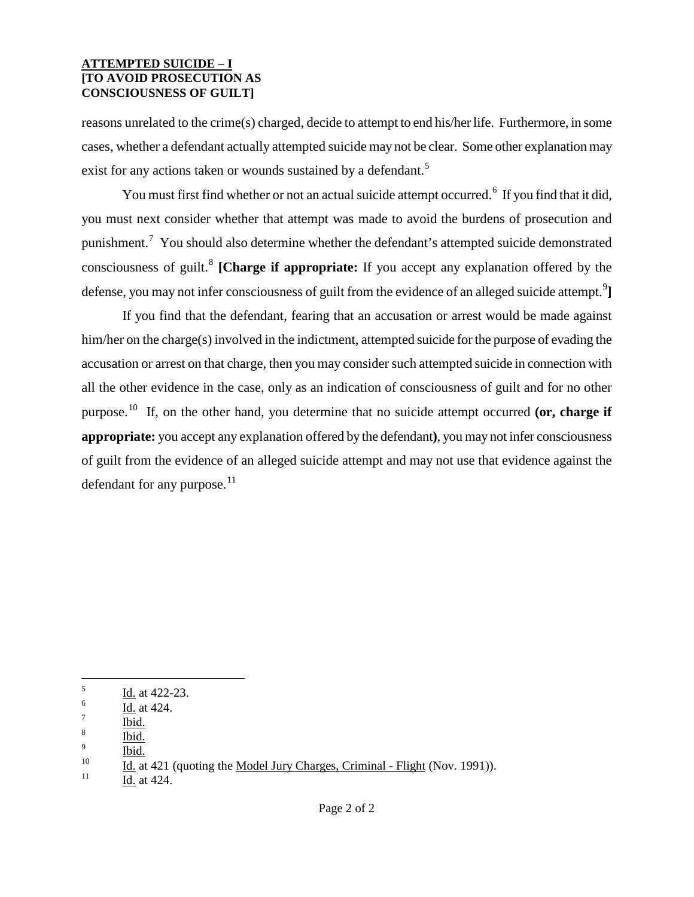**ATTEMPTED SUICIDE – I**
**[TO AVOID PROSECUTION AS CONSCIOUSNESS OF GUILT]**

reasons unrelated to the crime(s) charged, decide to attempt to end his/her life. Furthermore, in some cases, whether a defendant actually attempted suicide may not be clear. Some other explanation may exist for any actions taken or wounds sustained by a defendant.[5]

You must first find whether or not an actual suicide attempt occurred.[6] If you find that it did, you must next consider whether that attempt was made to avoid the burdens of prosecution and punishment.[7] You should also determine whether the defendant's attempted suicide demonstrated consciousness of guilt.[8] **[Charge if appropriate:** If you accept any explanation offered by the defense, you may not infer consciousness of guilt from the evidence of an alleged suicide attempt.[9]**]**

If you find that the defendant, fearing that an accusation or arrest would be made against him/her on the charge(s) involved in the indictment, attempted suicide for the purpose of evading the accusation or arrest on that charge, then you may consider such attempted suicide in connection with all the other evidence in the case, only as an indication of consciousness of guilt and for no other purpose.[10] If, on the other hand, you determine that no suicide attempt occurred **(or, charge if appropriate:** you accept any explanation offered by the defendant**)**, you may not infer consciousness of guilt from the evidence of an alleged suicide attempt and may not use that evidence against the defendant for any purpose.[11]

---

[5] Id. at 422-23.

[6] Id. at 424.

[7] Ibid.

[8] Ibid.

[9] Ibid.

[10] Id. at 421 (quoting the Model Jury Charges, Criminal - Flight (Nov. 1991)).

[11] Id. at 424.